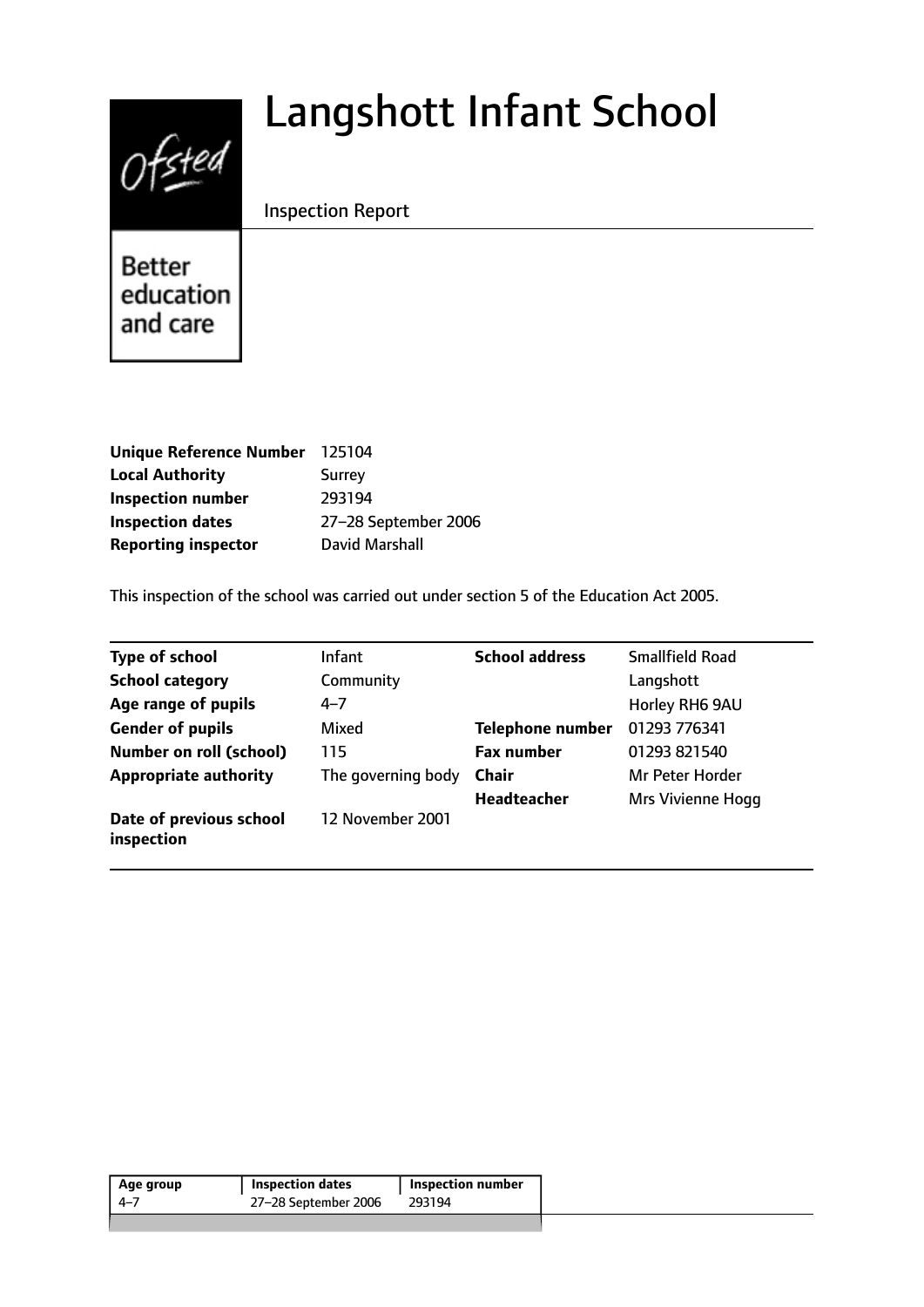# Langshott Infant School

Inspection Report

Better education and care

| | |
|---|---|
| **Unique Reference Number** | 125104 |
| **Local Authority** | Surrey |
| **Inspection number** | 293194 |
| **Inspection dates** | 27–28 September 2006 |
| **Reporting inspector** | David Marshall |

This inspection of the school was carried out under section 5 of the Education Act 2005.

| | | | |
|---|---|---|---|
| **Type of school** | Infant | **School address** | Smallfield Road |
| **School category** | Community | | Langshott |
| **Age range of pupils** | 4–7 | | Horley RH6 9AU |
| **Gender of pupils** | Mixed | **Telephone number** | 01293 776341 |
| **Number on roll (school)** | 115 | **Fax number** | 01293 821540 |
| **Appropriate authority** | The governing body | **Chair** | Mr Peter Horder |
| | | **Headteacher** | Mrs Vivienne Hogg |
| **Date of previous school inspection** | 12 November 2001 | | |

| Age group | Inspection dates | Inspection number |
|---|---|---|
| 4–7 | 27–28 September 2006 | 293194 |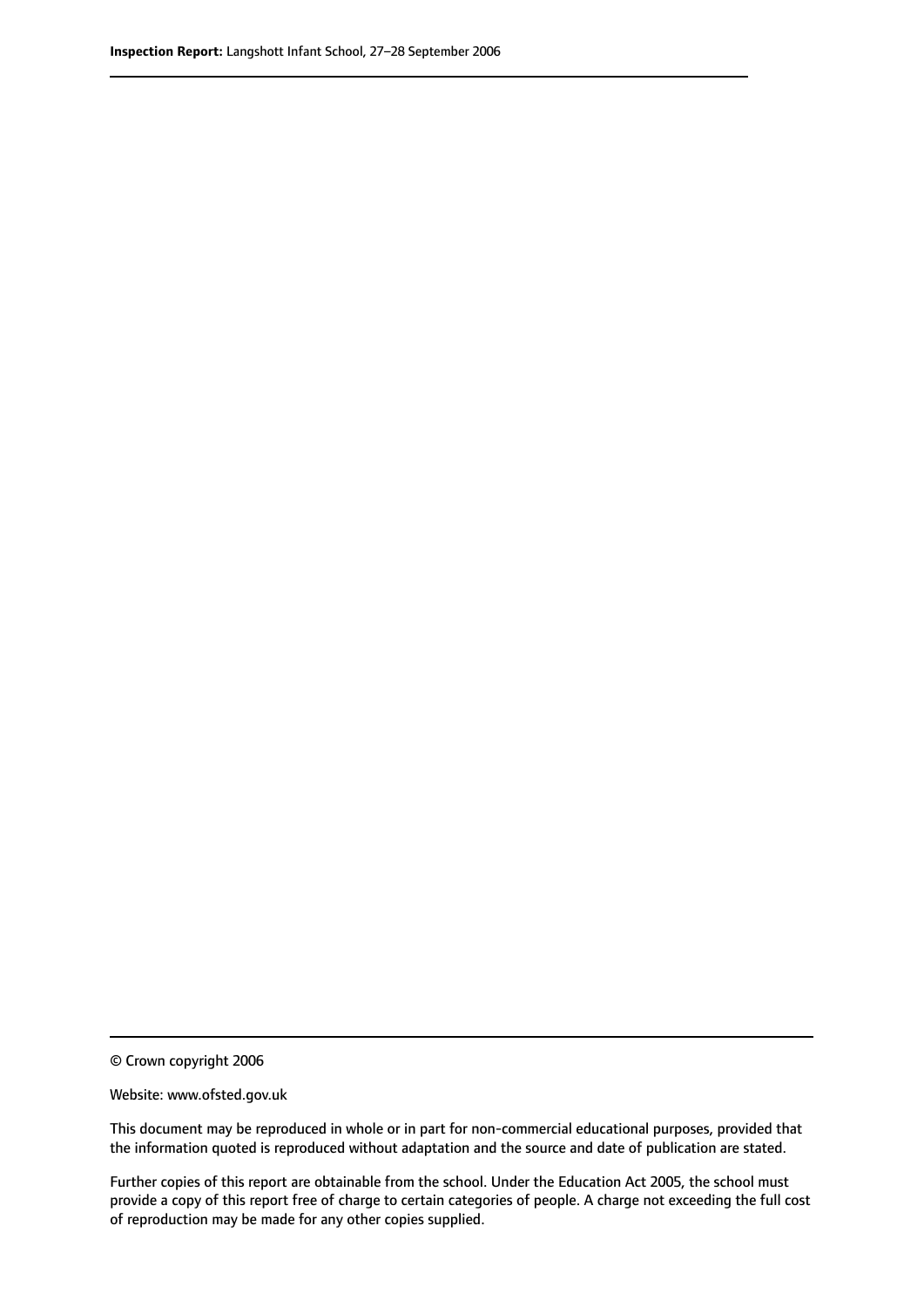© Crown copyright 2006

Website: www.ofsted.gov.uk

This document may be reproduced in whole or in part for non-commercial educational purposes, provided that the information quoted is reproduced without adaptation and the source and date of publication are stated.

Further copies of this report are obtainable from the school. Under the Education Act 2005, the school must provide a copy of this report free of charge to certain categories of people. A charge not exceeding the full cost of reproduction may be made for any other copies supplied.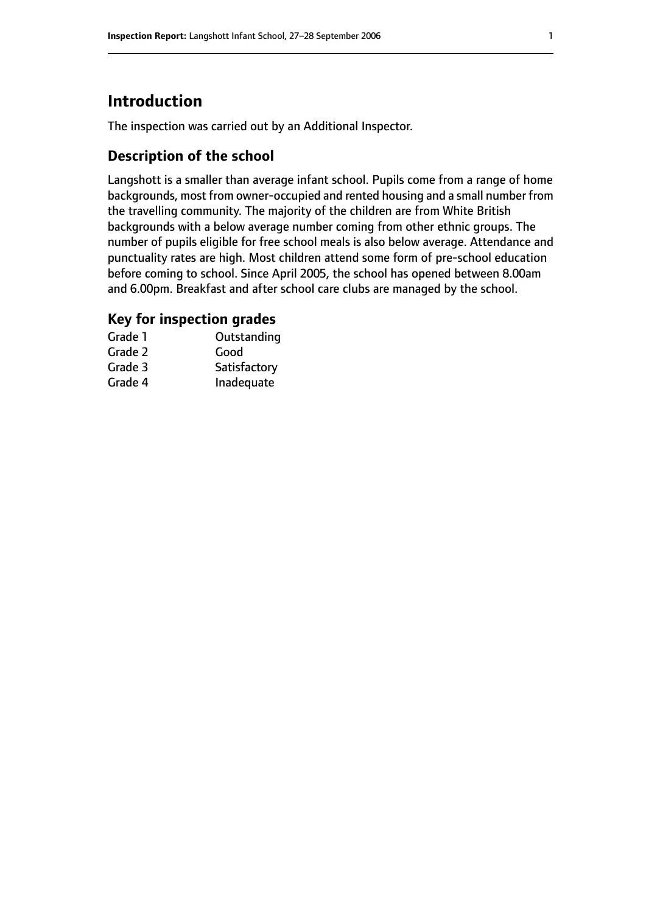# Introduction

The inspection was carried out by an Additional Inspector.

## Description of the school

Langshott is a smaller than average infant school. Pupils come from a range of home backgrounds, most from owner-occupied and rented housing and a small number from the travelling community. The majority of the children are from White British backgrounds with a below average number coming from other ethnic groups. The number of pupils eligible for free school meals is also below average. Attendance and punctuality rates are high. Most children attend some form of pre-school education before coming to school. Since April 2005, the school has opened between 8.00am and 6.00pm. Breakfast and after school care clubs are managed by the school.

## Key for inspection grades

| | |
|---|---|
| Grade 1 | Outstanding |
| Grade 2 | Good |
| Grade 3 | Satisfactory |
| Grade 4 | Inadequate |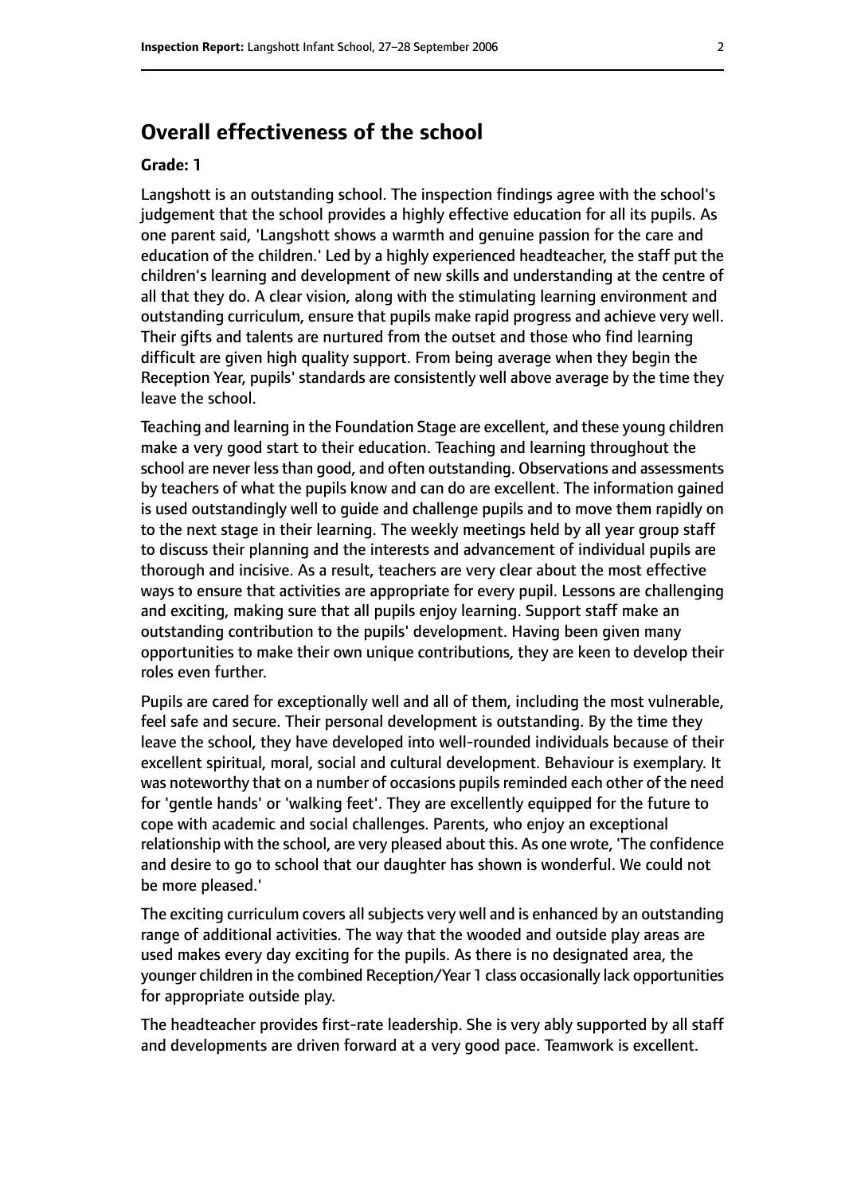# Overall effectiveness of the school

**Grade: 1**

Langshott is an outstanding school. The inspection findings agree with the school's judgement that the school provides a highly effective education for all its pupils. As one parent said, 'Langshott shows a warmth and genuine passion for the care and education of the children.' Led by a highly experienced headteacher, the staff put the children's learning and development of new skills and understanding at the centre of all that they do. A clear vision, along with the stimulating learning environment and outstanding curriculum, ensure that pupils make rapid progress and achieve very well. Their gifts and talents are nurtured from the outset and those who find learning difficult are given high quality support. From being average when they begin the Reception Year, pupils' standards are consistently well above average by the time they leave the school.

Teaching and learning in the Foundation Stage are excellent, and these young children make a very good start to their education. Teaching and learning throughout the school are never less than good, and often outstanding. Observations and assessments by teachers of what the pupils know and can do are excellent. The information gained is used outstandingly well to guide and challenge pupils and to move them rapidly on to the next stage in their learning. The weekly meetings held by all year group staff to discuss their planning and the interests and advancement of individual pupils are thorough and incisive. As a result, teachers are very clear about the most effective ways to ensure that activities are appropriate for every pupil. Lessons are challenging and exciting, making sure that all pupils enjoy learning. Support staff make an outstanding contribution to the pupils' development. Having been given many opportunities to make their own unique contributions, they are keen to develop their roles even further.

Pupils are cared for exceptionally well and all of them, including the most vulnerable, feel safe and secure. Their personal development is outstanding. By the time they leave the school, they have developed into well-rounded individuals because of their excellent spiritual, moral, social and cultural development. Behaviour is exemplary. It was noteworthy that on a number of occasions pupils reminded each other of the need for 'gentle hands' or 'walking feet'. They are excellently equipped for the future to cope with academic and social challenges. Parents, who enjoy an exceptional relationship with the school, are very pleased about this. As one wrote, 'The confidence and desire to go to school that our daughter has shown is wonderful. We could not be more pleased.'

The exciting curriculum covers all subjects very well and is enhanced by an outstanding range of additional activities. The way that the wooded and outside play areas are used makes every day exciting for the pupils. As there is no designated area, the younger children in the combined Reception/Year 1 class occasionally lack opportunities for appropriate outside play.

The headteacher provides first-rate leadership. She is very ably supported by all staff and developments are driven forward at a very good pace. Teamwork is excellent.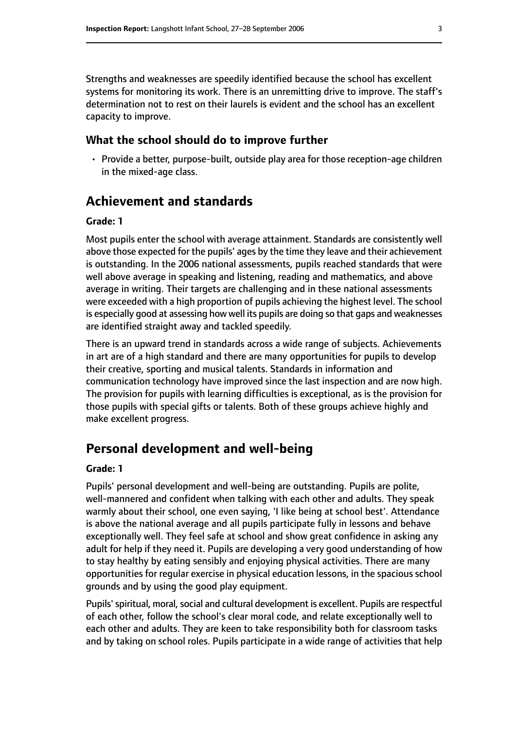Strengths and weaknesses are speedily identified because the school has excellent systems for monitoring its work. There is an unremitting drive to improve. The staff's determination not to rest on their laurels is evident and the school has an excellent capacity to improve.

### What the school should do to improve further

- Provide a better, purpose-built, outside play area for those reception-age children in the mixed-age class.

## Achievement and standards

#### Grade: 1

Most pupils enter the school with average attainment. Standards are consistently well above those expected for the pupils' ages by the time they leave and their achievement is outstanding. In the 2006 national assessments, pupils reached standards that were well above average in speaking and listening, reading and mathematics, and above average in writing. Their targets are challenging and in these national assessments were exceeded with a high proportion of pupils achieving the highest level. The school is especially good at assessing how well its pupils are doing so that gaps and weaknesses are identified straight away and tackled speedily.

There is an upward trend in standards across a wide range of subjects. Achievements in art are of a high standard and there are many opportunities for pupils to develop their creative, sporting and musical talents. Standards in information and communication technology have improved since the last inspection and are now high. The provision for pupils with learning difficulties is exceptional, as is the provision for those pupils with special gifts or talents. Both of these groups achieve highly and make excellent progress.

## Personal development and well-being

#### Grade: 1

Pupils' personal development and well-being are outstanding. Pupils are polite, well-mannered and confident when talking with each other and adults. They speak warmly about their school, one even saying, 'I like being at school best'. Attendance is above the national average and all pupils participate fully in lessons and behave exceptionally well. They feel safe at school and show great confidence in asking any adult for help if they need it. Pupils are developing a very good understanding of how to stay healthy by eating sensibly and enjoying physical activities. There are many opportunities for regular exercise in physical education lessons, in the spacious school grounds and by using the good play equipment.

Pupils' spiritual, moral, social and cultural development is excellent. Pupils are respectful of each other, follow the school's clear moral code, and relate exceptionally well to each other and adults. They are keen to take responsibility both for classroom tasks and by taking on school roles. Pupils participate in a wide range of activities that help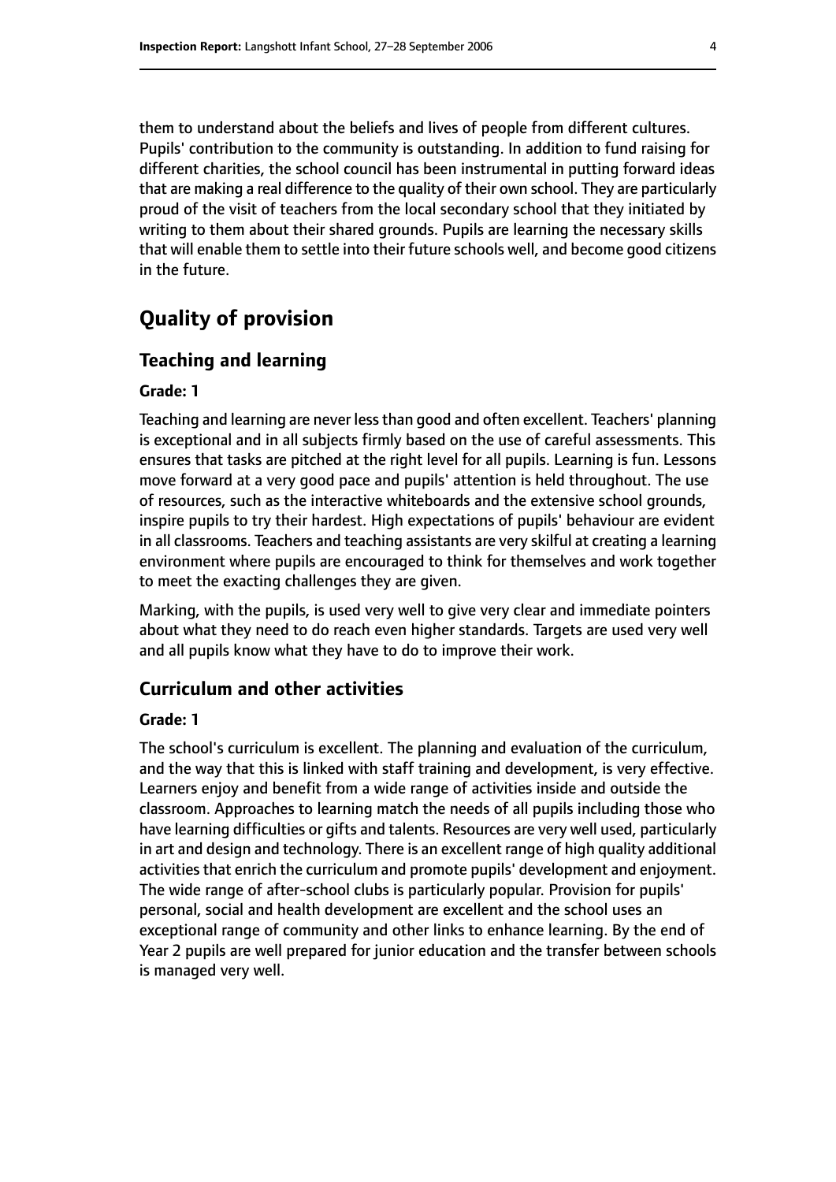them to understand about the beliefs and lives of people from different cultures. Pupils' contribution to the community is outstanding. In addition to fund raising for different charities, the school council has been instrumental in putting forward ideas that are making a real difference to the quality of their own school. They are particularly proud of the visit of teachers from the local secondary school that they initiated by writing to them about their shared grounds. Pupils are learning the necessary skills that will enable them to settle into their future schools well, and become good citizens in the future.

# Quality of provision

## Teaching and learning

**Grade: 1**

Teaching and learning are never less than good and often excellent. Teachers' planning is exceptional and in all subjects firmly based on the use of careful assessments. This ensures that tasks are pitched at the right level for all pupils. Learning is fun. Lessons move forward at a very good pace and pupils' attention is held throughout. The use of resources, such as the interactive whiteboards and the extensive school grounds, inspire pupils to try their hardest. High expectations of pupils' behaviour are evident in all classrooms. Teachers and teaching assistants are very skilful at creating a learning environment where pupils are encouraged to think for themselves and work together to meet the exacting challenges they are given.

Marking, with the pupils, is used very well to give very clear and immediate pointers about what they need to do reach even higher standards. Targets are used very well and all pupils know what they have to do to improve their work.

## Curriculum and other activities

**Grade: 1**

The school's curriculum is excellent. The planning and evaluation of the curriculum, and the way that this is linked with staff training and development, is very effective. Learners enjoy and benefit from a wide range of activities inside and outside the classroom. Approaches to learning match the needs of all pupils including those who have learning difficulties or gifts and talents. Resources are very well used, particularly in art and design and technology. There is an excellent range of high quality additional activities that enrich the curriculum and promote pupils' development and enjoyment. The wide range of after-school clubs is particularly popular. Provision for pupils' personal, social and health development are excellent and the school uses an exceptional range of community and other links to enhance learning. By the end of Year 2 pupils are well prepared for junior education and the transfer between schools is managed very well.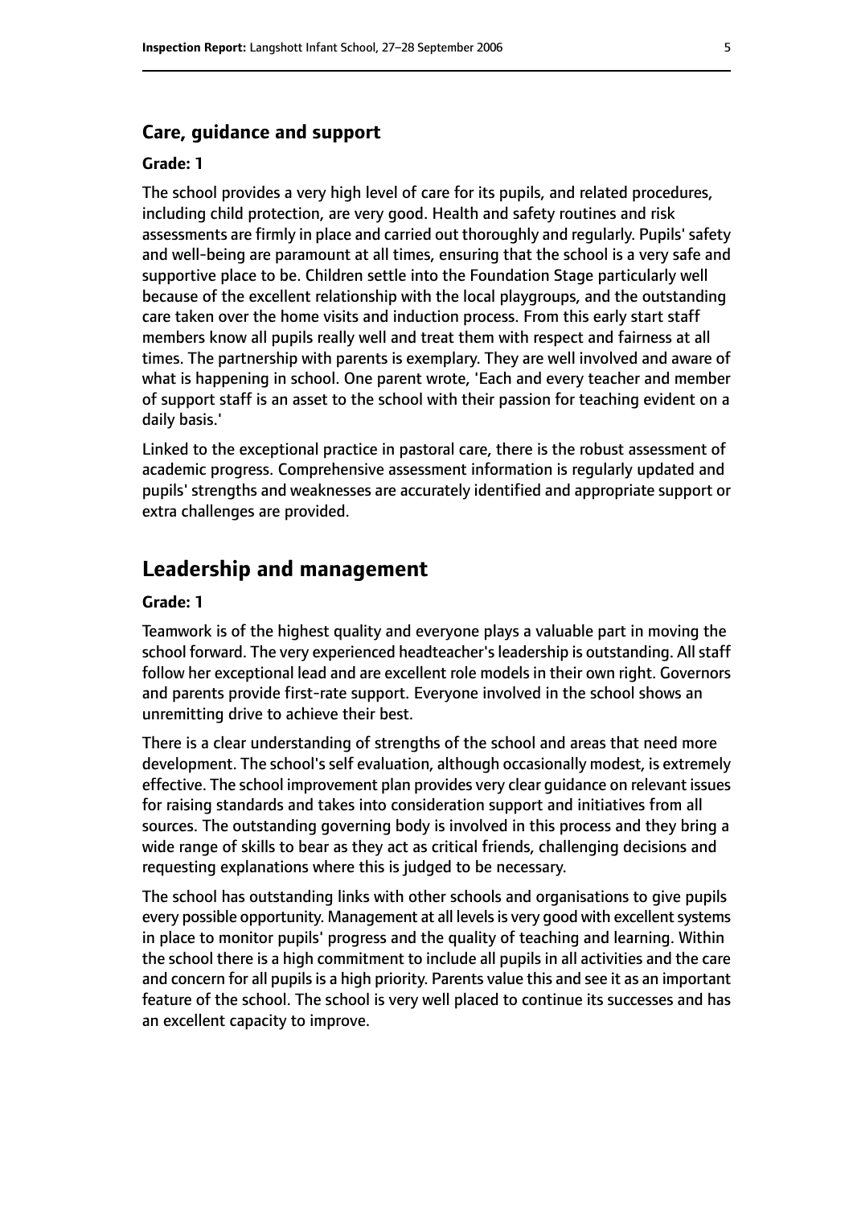### Care, guidance and support

#### Grade: 1

The school provides a very high level of care for its pupils, and related procedures, including child protection, are very good. Health and safety routines and risk assessments are firmly in place and carried out thoroughly and regularly. Pupils' safety and well-being are paramount at all times, ensuring that the school is a very safe and supportive place to be. Children settle into the Foundation Stage particularly well because of the excellent relationship with the local playgroups, and the outstanding care taken over the home visits and induction process. From this early start staff members know all pupils really well and treat them with respect and fairness at all times. The partnership with parents is exemplary. They are well involved and aware of what is happening in school. One parent wrote, 'Each and every teacher and member of support staff is an asset to the school with their passion for teaching evident on a daily basis.'

Linked to the exceptional practice in pastoral care, there is the robust assessment of academic progress. Comprehensive assessment information is regularly updated and pupils' strengths and weaknesses are accurately identified and appropriate support or extra challenges are provided.

## Leadership and management

#### Grade: 1

Teamwork is of the highest quality and everyone plays a valuable part in moving the school forward. The very experienced headteacher's leadership is outstanding. All staff follow her exceptional lead and are excellent role models in their own right. Governors and parents provide first-rate support. Everyone involved in the school shows an unremitting drive to achieve their best.

There is a clear understanding of strengths of the school and areas that need more development. The school's self evaluation, although occasionally modest, is extremely effective. The school improvement plan provides very clear guidance on relevant issues for raising standards and takes into consideration support and initiatives from all sources. The outstanding governing body is involved in this process and they bring a wide range of skills to bear as they act as critical friends, challenging decisions and requesting explanations where this is judged to be necessary.

The school has outstanding links with other schools and organisations to give pupils every possible opportunity. Management at all levels is very good with excellent systems in place to monitor pupils' progress and the quality of teaching and learning. Within the school there is a high commitment to include all pupils in all activities and the care and concern for all pupils is a high priority. Parents value this and see it as an important feature of the school. The school is very well placed to continue its successes and has an excellent capacity to improve.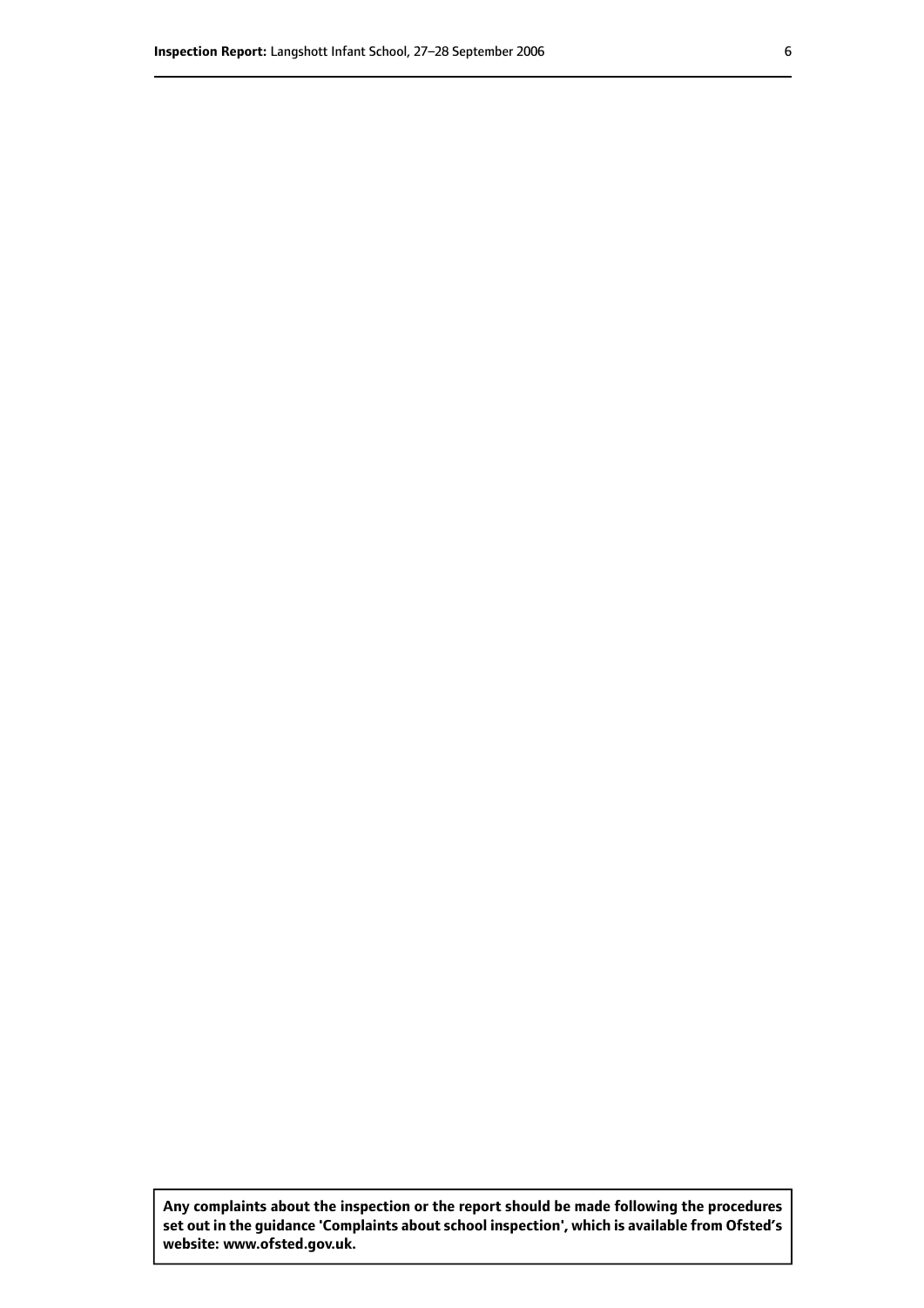**Any complaints about the inspection or the report should be made following the procedures set out in the guidance 'Complaints about school inspection', which is available from Ofsted's website: www.ofsted.gov.uk.**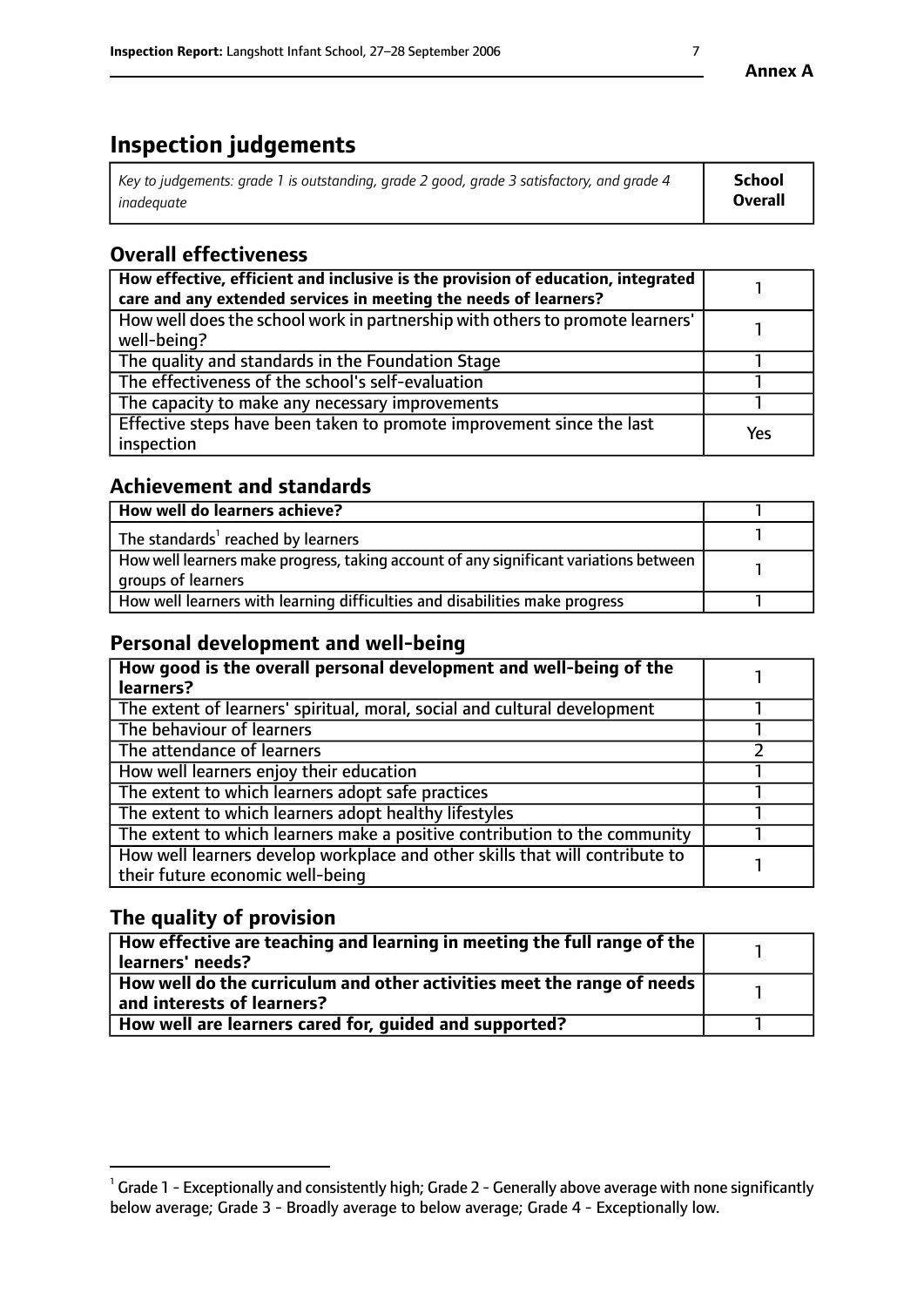**Annex A**

# Inspection judgements

| *Key to judgements: grade 1 is outstanding, grade 2 good, grade 3 satisfactory, and grade 4 inadequate* | **School Overall** |
|---|---|

## Overall effectiveness

| | |
|---|---|
| **How effective, efficient and inclusive is the provision of education, integrated care and any extended services in meeting the needs of learners?** | 1 |
| How well does the school work in partnership with others to promote learners' well-being? | 1 |
| The quality and standards in the Foundation Stage | 1 |
| The effectiveness of the school's self-evaluation | 1 |
| The capacity to make any necessary improvements | 1 |
| Effective steps have been taken to promote improvement since the last inspection | Yes |

## Achievement and standards

| | |
|---|---|
| **How well do learners achieve?** | 1 |
| The standards[1] reached by learners | 1 |
| How well learners make progress, taking account of any significant variations between groups of learners | 1 |
| How well learners with learning difficulties and disabilities make progress | 1 |

## Personal development and well-being

| | |
|---|---|
| **How good is the overall personal development and well-being of the learners?** | 1 |
| The extent of learners' spiritual, moral, social and cultural development | 1 |
| The behaviour of learners | 1 |
| The attendance of learners | 2 |
| How well learners enjoy their education | 1 |
| The extent to which learners adopt safe practices | 1 |
| The extent to which learners adopt healthy lifestyles | 1 |
| The extent to which learners make a positive contribution to the community | 1 |
| How well learners develop workplace and other skills that will contribute to their future economic well-being | 1 |

## The quality of provision

| | |
|---|---|
| **How effective are teaching and learning in meeting the full range of the learners' needs?** | 1 |
| **How well do the curriculum and other activities meet the range of needs and interests of learners?** | 1 |
| **How well are learners cared for, guided and supported?** | 1 |

[1] Grade 1 - Exceptionally and consistently high; Grade 2 - Generally above average with none significantly below average; Grade 3 - Broadly average to below average; Grade 4 - Exceptionally low.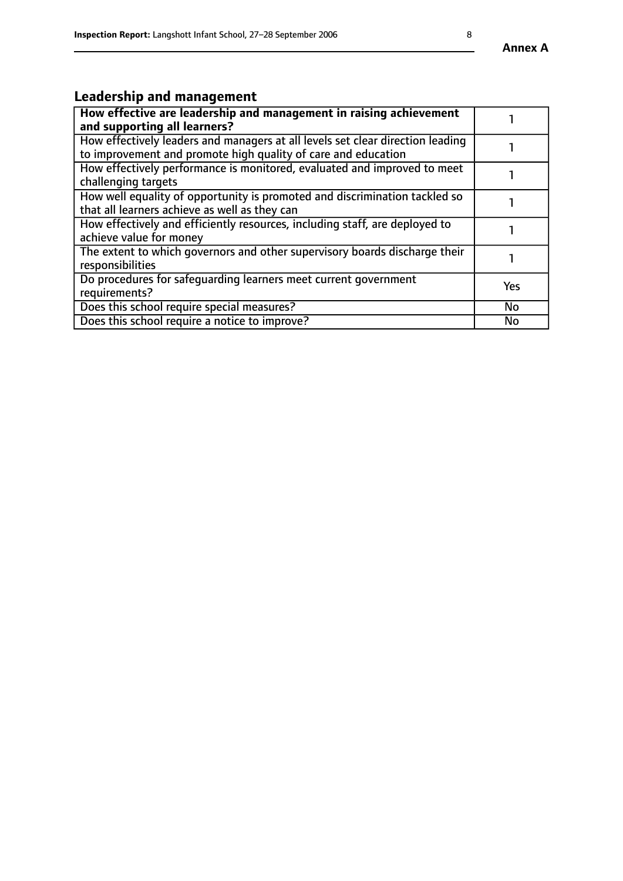## Leadership and management

| **How effective are leadership and management in raising achievement and supporting all learners?** | 1 |
|---|---|
| How effectively leaders and managers at all levels set clear direction leading to improvement and promote high quality of care and education | 1 |
| How effectively performance is monitored, evaluated and improved to meet challenging targets | 1 |
| How well equality of opportunity is promoted and discrimination tackled so that all learners achieve as well as they can | 1 |
| How effectively and efficiently resources, including staff, are deployed to achieve value for money | 1 |
| The extent to which governors and other supervisory boards discharge their responsibilities | 1 |
| Do procedures for safeguarding learners meet current government requirements? | Yes |
| Does this school require special measures? | No |
| Does this school require a notice to improve? | No |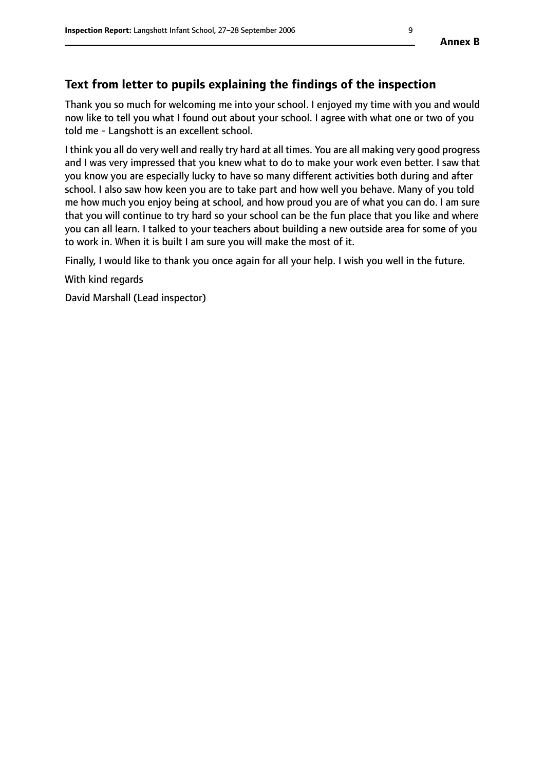## Text from letter to pupils explaining the findings of the inspection

Thank you so much for welcoming me into your school. I enjoyed my time with you and would now like to tell you what I found out about your school. I agree with what one or two of you told me - Langshott is an excellent school.

I think you all do very well and really try hard at all times. You are all making very good progress and I was very impressed that you knew what to do to make your work even better. I saw that you know you are especially lucky to have so many different activities both during and after school. I also saw how keen you are to take part and how well you behave. Many of you told me how much you enjoy being at school, and how proud you are of what you can do. I am sure that you will continue to try hard so your school can be the fun place that you like and where you can all learn. I talked to your teachers about building a new outside area for some of you to work in. When it is built I am sure you will make the most of it.

Finally, I would like to thank you once again for all your help. I wish you well in the future.

With kind regards

David Marshall (Lead inspector)